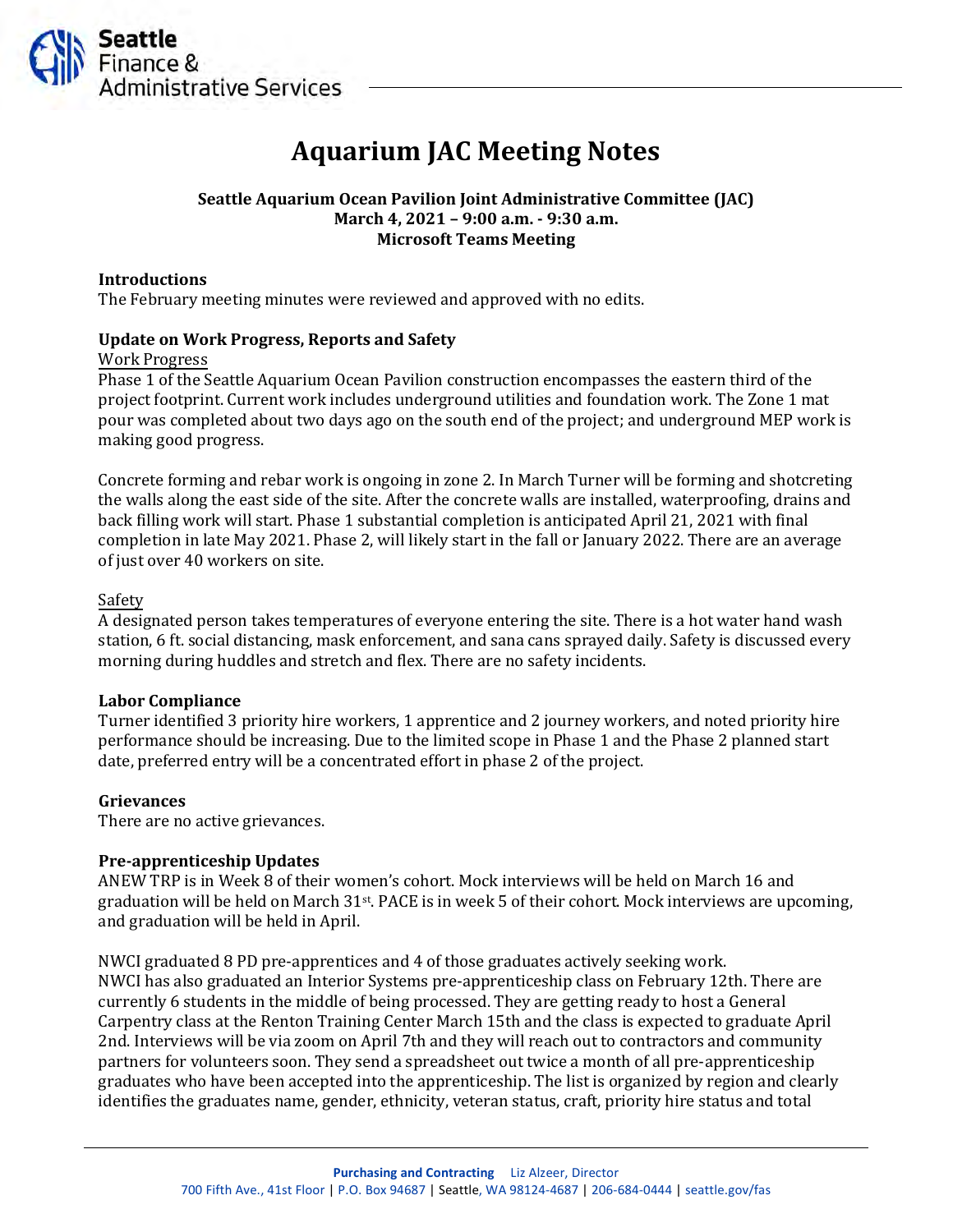# Aquarium JAC Meeting Notes

**Seattle Aquarium Ocean Pavilion Joint Administrative Committee (JAC)**
**March 4, 2021 – 9:00 a.m. - 9:30 a.m.**
**Microsoft Teams Meeting**

### Introductions

The February meeting minutes were reviewed and approved with no edits.

### Update on Work Progress, Reports and Safety

Work Progress

Phase 1 of the Seattle Aquarium Ocean Pavilion construction encompasses the eastern third of the project footprint. Current work includes underground utilities and foundation work. The Zone 1 mat pour was completed about two days ago on the south end of the project; and underground MEP work is making good progress.

Concrete forming and rebar work is ongoing in zone 2. In March Turner will be forming and shotcreting the walls along the east side of the site. After the concrete walls are installed, waterproofing, drains and back filling work will start. Phase 1 substantial completion is anticipated April 21, 2021 with final completion in late May 2021. Phase 2, will likely start in the fall or January 2022. There are an average of just over 40 workers on site.

Safety

A designated person takes temperatures of everyone entering the site. There is a hot water hand wash station, 6 ft. social distancing, mask enforcement, and sana cans sprayed daily. Safety is discussed every morning during huddles and stretch and flex. There are no safety incidents.

### Labor Compliance

Turner identified 3 priority hire workers, 1 apprentice and 2 journey workers, and noted priority hire performance should be increasing. Due to the limited scope in Phase 1 and the Phase 2 planned start date, preferred entry will be a concentrated effort in phase 2 of the project.

### Grievances

There are no active grievances.

### Pre-apprenticeship Updates

ANEW TRP is in Week 8 of their women's cohort. Mock interviews will be held on March 16 and graduation will be held on March 31st. PACE is in week 5 of their cohort. Mock interviews are upcoming, and graduation will be held in April.

NWCI graduated 8 PD pre-apprentices and 4 of those graduates actively seeking work. NWCI has also graduated an Interior Systems pre-apprenticeship class on February 12th. There are currently 6 students in the middle of being processed. They are getting ready to host a General Carpentry class at the Renton Training Center March 15th and the class is expected to graduate April 2nd. Interviews will be via zoom on April 7th and they will reach out to contractors and community partners for volunteers soon. They send a spreadsheet out twice a month of all pre-apprenticeship graduates who have been accepted into the apprenticeship. The list is organized by region and clearly identifies the graduates name, gender, ethnicity, veteran status, craft, priority hire status and total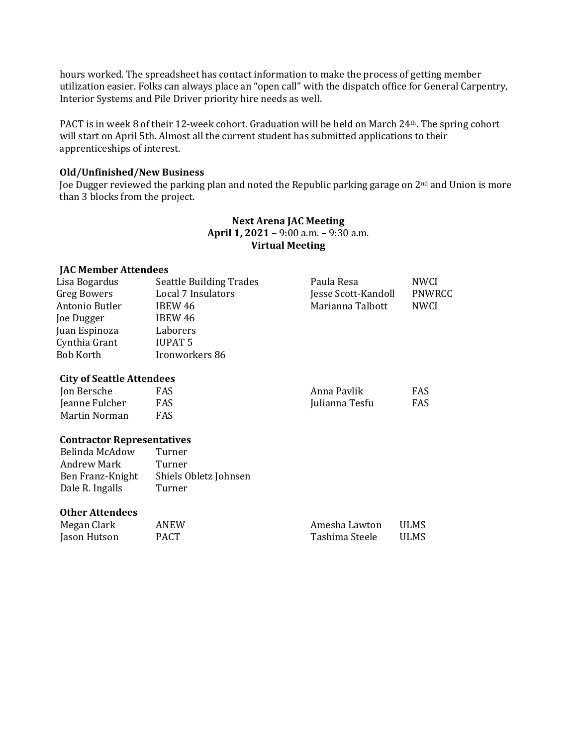hours worked. The spreadsheet has contact information to make the process of getting member utilization easier. Folks can always place an "open call" with the dispatch office for General Carpentry, Interior Systems and Pile Driver priority hire needs as well.

PACT is in week 8 of their 12-week cohort. Graduation will be held on March 24th. The spring cohort will start on April 5th. Almost all the current student has submitted applications to their apprenticeships of interest.

**Old/Unfinished/New Business**

Joe Dugger reviewed the parking plan and noted the Republic parking garage on 2nd and Union is more than 3 blocks from the project.

**Next Arena JAC Meeting**
**April 1, 2021 –** 9:00 a.m. – 9:30 a.m.
**Virtual Meeting**

**JAC Member Attendees**

| | | | |
|---|---|---|---|
| Lisa Bogardus | Seattle Building Trades | Paula Resa | NWCI |
| Greg Bowers | Local 7 Insulators | Jesse Scott-Kandoll | PNWRCC |
| Antonio Butler | IBEW 46 | Marianna Talbott | NWCI |
| Joe Dugger | IBEW 46 | | |
| Juan Espinoza | Laborers | | |
| Cynthia Grant | IUPAT 5 | | |
| Bob Korth | Ironworkers 86 | | |

**City of Seattle Attendees**

| | | | |
|---|---|---|---|
| Jon Bersche | FAS | Anna Pavlik | FAS |
| Jeanne Fulcher | FAS | Julianna Tesfu | FAS |
| Martin Norman | FAS | | |

**Contractor Representatives**

| | |
|---|---|
| Belinda McAdow | Turner |
| Andrew Mark | Turner |
| Ben Franz-Knight | Shiels Obletz Johnsen |
| Dale R. Ingalls | Turner |

**Other Attendees**

| | | | |
|---|---|---|---|
| Megan Clark | ANEW | Amesha Lawton | ULMS |
| Jason Hutson | PACT | Tashima Steele | ULMS |